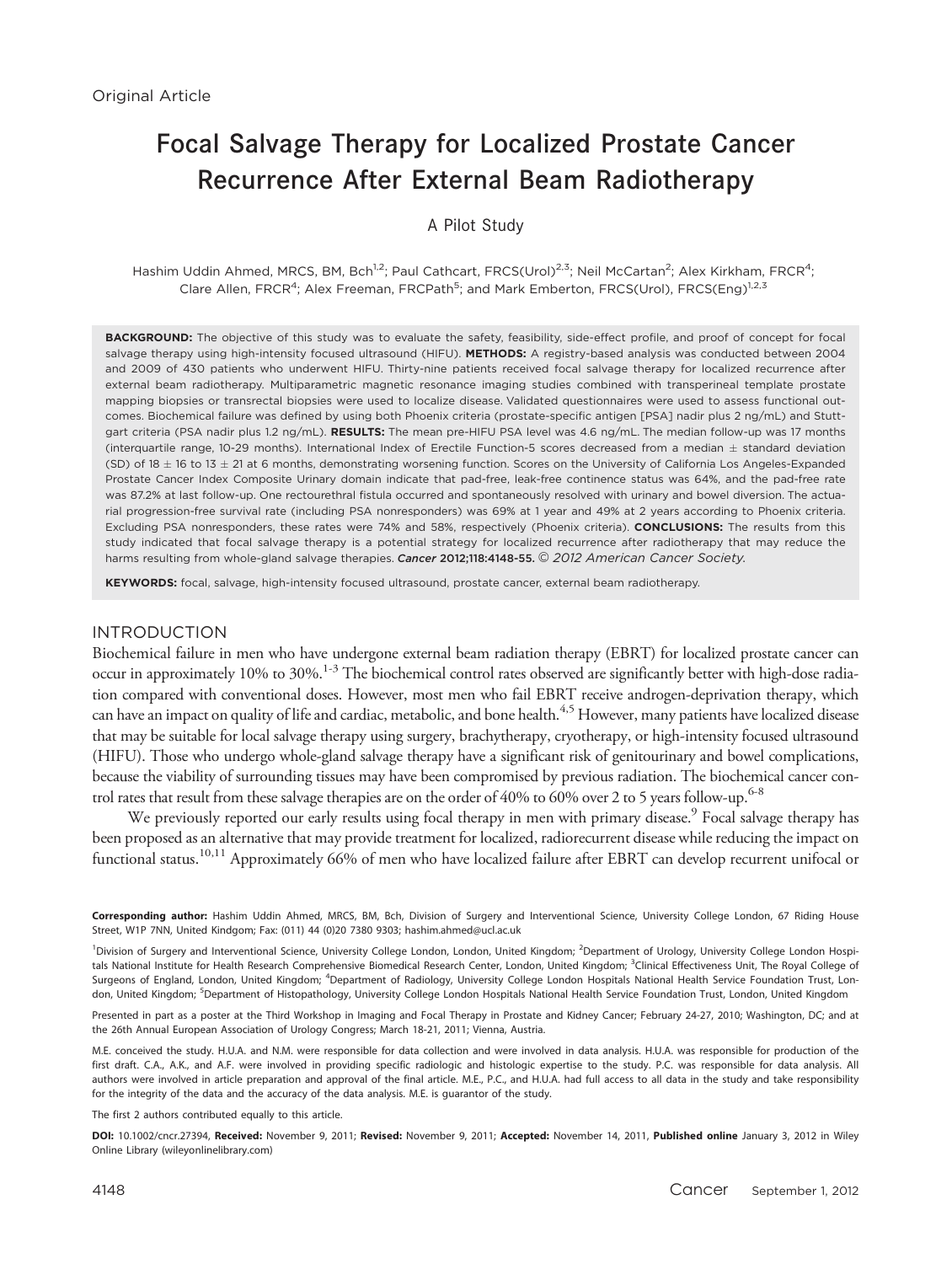Original Article

# Focal Salvage Therapy for Localized Prostate Cancer Recurrence After External Beam Radiotherapy

## A Pilot Study

Hashim Uddin Ahmed, MRCS, BM, Bch[1,2]; Paul Cathcart, FRCS(Urol)[2,3]; Neil McCartan[2]; Alex Kirkham, FRCR[4]; Clare Allen, FRCR[4]; Alex Freeman, FRCPath[5]; and Mark Emberton, FRCS(Urol), FRCS(Eng)[1,2,3]

**BACKGROUND:** The objective of this study was to evaluate the safety, feasibility, side-effect profile, and proof of concept for focal salvage therapy using high-intensity focused ultrasound (HIFU). **METHODS:** A registry-based analysis was conducted between 2004 and 2009 of 430 patients who underwent HIFU. Thirty-nine patients received focal salvage therapy for localized recurrence after external beam radiotherapy. Multiparametric magnetic resonance imaging studies combined with transperineal template prostate mapping biopsies or transrectal biopsies were used to localize disease. Validated questionnaires were used to assess functional outcomes. Biochemical failure was defined by using both Phoenix criteria (prostate-specific antigen [PSA] nadir plus 2 ng/mL) and Stuttgart criteria (PSA nadir plus 1.2 ng/mL). **RESULTS:** The mean pre-HIFU PSA level was 4.6 ng/mL. The median follow-up was 17 months (interquartile range, 10-29 months). International Index of Erectile Function-5 scores decreased from a median $\pm$ standard deviation (SD) of 18 $\pm$ 16 to 13 $\pm$ 21 at 6 months, demonstrating worsening function. Scores on the University of California Los Angeles-Expanded Prostate Cancer Index Composite Urinary domain indicate that pad-free, leak-free continence status was 64%, and the pad-free rate was 87.2% at last follow-up. One rectourethral fistula occurred and spontaneously resolved with urinary and bowel diversion. The actuarial progression-free survival rate (including PSA nonresponders) was 69% at 1 year and 49% at 2 years according to Phoenix criteria. Excluding PSA nonresponders, these rates were 74% and 58%, respectively (Phoenix criteria). **CONCLUSIONS:** The results from this study indicated that focal salvage therapy is a potential strategy for localized recurrence after radiotherapy that may reduce the harms resulting from whole-gland salvage therapies. *Cancer* **2012;118:4148-55.** © *2012 American Cancer Society.*

**KEYWORDS:** focal, salvage, high-intensity focused ultrasound, prostate cancer, external beam radiotherapy.

## INTRODUCTION

Biochemical failure in men who have undergone external beam radiation therapy (EBRT) for localized prostate cancer can occur in approximately 10% to 30%.[1-3] The biochemical control rates observed are significantly better with high-dose radiation compared with conventional doses. However, most men who fail EBRT receive androgen-deprivation therapy, which can have an impact on quality of life and cardiac, metabolic, and bone health.[4,5] However, many patients have localized disease that may be suitable for local salvage therapy using surgery, brachytherapy, cryotherapy, or high-intensity focused ultrasound (HIFU). Those who undergo whole-gland salvage therapy have a significant risk of genitourinary and bowel complications, because the viability of surrounding tissues may have been compromised by previous radiation. The biochemical cancer control rates that result from these salvage therapies are on the order of 40% to 60% over 2 to 5 years follow-up.[6-8]

We previously reported our early results using focal therapy in men with primary disease.[9] Focal salvage therapy has been proposed as an alternative that may provide treatment for localized, radiorecurrent disease while reducing the impact on functional status.[10,11] Approximately 66% of men who have localized failure after EBRT can develop recurrent unifocal or

**Corresponding author:** Hashim Uddin Ahmed, MRCS, BM, Bch, Division of Surgery and Interventional Science, University College London, 67 Riding House Street, W1P 7NN, United Kindgom; Fax: (011) 44 (0)20 7380 9303; hashim.ahmed@ucl.ac.uk

[1]Division of Surgery and Interventional Science, University College London, London, United Kingdom; [2]Department of Urology, University College London Hospitals National Institute for Health Research Comprehensive Biomedical Research Center, London, United Kingdom; [3]Clinical Effectiveness Unit, The Royal College of Surgeons of England, London, United Kingdom; [4]Department of Radiology, University College London Hospitals National Health Service Foundation Trust, London, United Kingdom; [5]Department of Histopathology, University College London Hospitals National Health Service Foundation Trust, London, United Kingdom

Presented in part as a poster at the Third Workshop in Imaging and Focal Therapy in Prostate and Kidney Cancer; February 24-27, 2010; Washington, DC; and at the 26th Annual European Association of Urology Congress; March 18-21, 2011; Vienna, Austria.

M.E. conceived the study. H.U.A. and N.M. were responsible for data collection and were involved in data analysis. H.U.A. was responsible for production of the first draft. C.A., A.K., and A.F. were involved in providing specific radiologic and histologic expertise to the study. P.C. was responsible for data analysis. All authors were involved in article preparation and approval of the final article. M.E., P.C., and H.U.A. had full access to all data in the study and take responsibility for the integrity of the data and the accuracy of the data analysis. M.E. is guarantor of the study.

The first 2 authors contributed equally to this article.

**DOI:** 10.1002/cncr.27394, **Received:** November 9, 2011; **Revised:** November 9, 2011; **Accepted:** November 14, 2011, **Published online** January 3, 2012 in Wiley Online Library (wileyonlinelibrary.com)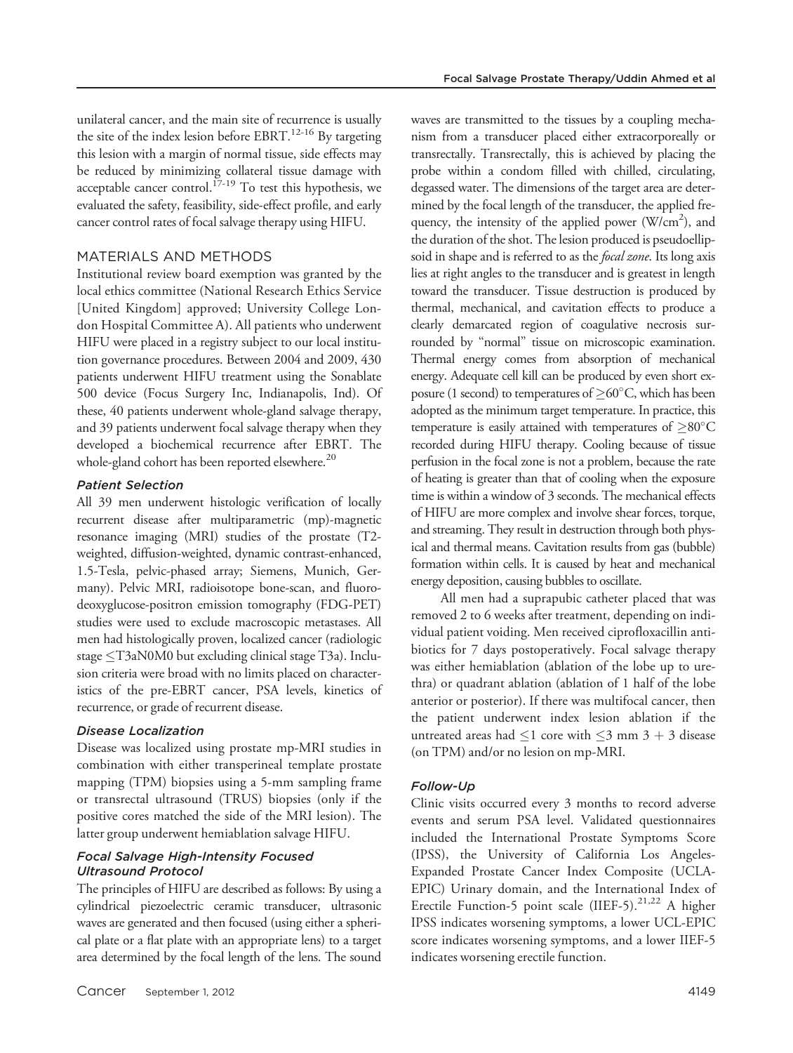unilateral cancer, and the main site of recurrence is usually the site of the index lesion before EBRT.[12-16] By targeting this lesion with a margin of normal tissue, side effects may be reduced by minimizing collateral tissue damage with acceptable cancer control.[17-19] To test this hypothesis, we evaluated the safety, feasibility, side-effect profile, and early cancer control rates of focal salvage therapy using HIFU.

## MATERIALS AND METHODS

Institutional review board exemption was granted by the local ethics committee (National Research Ethics Service [United Kingdom] approved; University College London Hospital Committee A). All patients who underwent HIFU were placed in a registry subject to our local institution governance procedures. Between 2004 and 2009, 430 patients underwent HIFU treatment using the Sonablate 500 device (Focus Surgery Inc, Indianapolis, Ind). Of these, 40 patients underwent whole-gland salvage therapy, and 39 patients underwent focal salvage therapy when they developed a biochemical recurrence after EBRT. The whole-gland cohort has been reported elsewhere.[20]

### *Patient Selection*

All 39 men underwent histologic verification of locally recurrent disease after multiparametric (mp)-magnetic resonance imaging (MRI) studies of the prostate (T2-weighted, diffusion-weighted, dynamic contrast-enhanced, 1.5-Tesla, pelvic-phased array; Siemens, Munich, Germany). Pelvic MRI, radioisotope bone-scan, and fluorodeoxyglucose-positron emission tomography (FDG-PET) studies were used to exclude macroscopic metastases. All men had histologically proven, localized cancer (radiologic stage ≤T3aN0M0 but excluding clinical stage T3a). Inclusion criteria were broad with no limits placed on characteristics of the pre-EBRT cancer, PSA levels, kinetics of recurrence, or grade of recurrent disease.

### *Disease Localization*

Disease was localized using prostate mp-MRI studies in combination with either transperineal template prostate mapping (TPM) biopsies using a 5-mm sampling frame or transrectal ultrasound (TRUS) biopsies (only if the positive cores matched the side of the MRI lesion). The latter group underwent hemiablation salvage HIFU.

### *Focal Salvage High-Intensity Focused Ultrasound Protocol*

The principles of HIFU are described as follows: By using a cylindrical piezoelectric ceramic transducer, ultrasonic waves are generated and then focused (using either a spherical plate or a flat plate with an appropriate lens) to a target area determined by the focal length of the lens. The sound waves are transmitted to the tissues by a coupling mechanism from a transducer placed either extracorporeally or transrectally. Transrectally, this is achieved by placing the probe within a condom filled with chilled, circulating, degassed water. The dimensions of the target area are determined by the focal length of the transducer, the applied frequency, the intensity of the applied power ($W/cm^2$), and the duration of the shot. The lesion produced is pseudoellipsoid in shape and is referred to as the *focal zone*. Its long axis lies at right angles to the transducer and is greatest in length toward the transducer. Tissue destruction is produced by thermal, mechanical, and cavitation effects to produce a clearly demarcated region of coagulative necrosis surrounded by "normal" tissue on microscopic examination. Thermal energy comes from absorption of mechanical energy. Adequate cell kill can be produced by even short exposure (1 second) to temperatures of ≥60°C, which has been adopted as the minimum target temperature. In practice, this temperature is easily attained with temperatures of ≥80°C recorded during HIFU therapy. Cooling because of tissue perfusion in the focal zone is not a problem, because the rate of heating is greater than that of cooling when the exposure time is within a window of 3 seconds. The mechanical effects of HIFU are more complex and involve shear forces, torque, and streaming. They result in destruction through both physical and thermal means. Cavitation results from gas (bubble) formation within cells. It is caused by heat and mechanical energy deposition, causing bubbles to oscillate.

All men had a suprapubic catheter placed that was removed 2 to 6 weeks after treatment, depending on individual patient voiding. Men received ciprofloxacillin antibiotics for 7 days postoperatively. Focal salvage therapy was either hemiablation (ablation of the lobe up to urethra) or quadrant ablation (ablation of 1 half of the lobe anterior or posterior). If there was multifocal cancer, then the patient underwent index lesion ablation if the untreated areas had ≤1 core with ≤3 mm 3 + 3 disease (on TPM) and/or no lesion on mp-MRI.

### *Follow-Up*

Clinic visits occurred every 3 months to record adverse events and serum PSA level. Validated questionnaires included the International Prostate Symptoms Score (IPSS), the University of California Los Angeles-Expanded Prostate Cancer Index Composite (UCLA-EPIC) Urinary domain, and the International Index of Erectile Function-5 point scale (IIEF-5).[21,22] A higher IPSS indicates worsening symptoms, a lower UCL-EPIC score indicates worsening symptoms, and a lower IIEF-5 indicates worsening erectile function.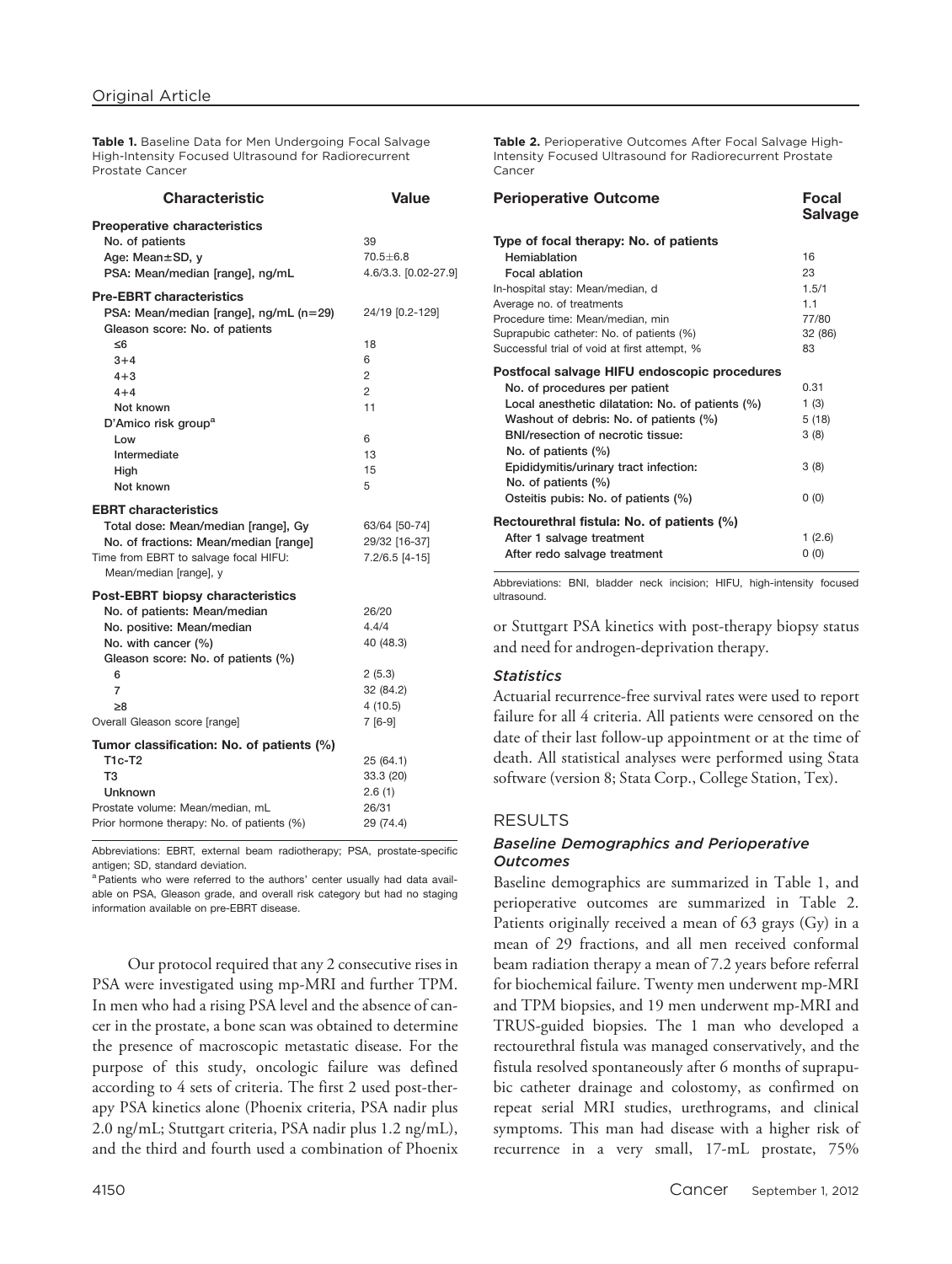**Table 1.** Baseline Data for Men Undergoing Focal Salvage High-Intensity Focused Ultrasound for Radiorecurrent Prostate Cancer

| Characteristic | Value |
|---|---|
| **Preoperative characteristics** | |
| No. of patients | 39 |
| Age: Mean±SD, y | 70.5±6.8 |
| PSA: Mean/median [range], ng/mL | 4.6/3.3. [0.02-27.9] |
| **Pre-EBRT characteristics** | |
| PSA: Mean/median [range], ng/mL (n=29) | 24/19 [0.2-129] |
| Gleason score: No. of patients | |
| ≤6 | 18 |
| 3+4 | 6 |
| 4+3 | 2 |
| 4+4 | 2 |
| Not known | 11 |
| D'Amico risk group[a] | |
| Low | 6 |
| Intermediate | 13 |
| High | 15 |
| Not known | 5 |
| **EBRT characteristics** | |
| Total dose: Mean/median [range], Gy | 63/64 [50-74] |
| No. of fractions: Mean/median [range] | 29/32 [16-37] |
| Time from EBRT to salvage focal HIFU: Mean/median [range], y | 7.2/6.5 [4-15] |
| **Post-EBRT biopsy characteristics** | |
| No. of patients: Mean/median | 26/20 |
| No. positive: Mean/median | 4.4/4 |
| No. with cancer (%) | 40 (48.3) |
| Gleason score: No. of patients (%) | |
| 6 | 2 (5.3) |
| 7 | 32 (84.2) |
| ≥8 | 4 (10.5) |
| Overall Gleason score [range] | 7 [6-9] |
| **Tumor classification: No. of patients (%)** | |
| T1c-T2 | 25 (64.1) |
| T3 | 33.3 (20) |
| Unknown | 2.6 (1) |
| Prostate volume: Mean/median, mL | 26/31 |
| Prior hormone therapy: No. of patients (%) | 29 (74.4) |

Abbreviations: EBRT, external beam radiotherapy; PSA, prostate-specific antigen; SD, standard deviation.

[a] Patients who were referred to the authors' center usually had data available on PSA, Gleason grade, and overall risk category but had no staging information available on pre-EBRT disease.

Our protocol required that any 2 consecutive rises in PSA were investigated using mp-MRI and further TPM. In men who had a rising PSA level and the absence of cancer in the prostate, a bone scan was obtained to determine the presence of macroscopic metastatic disease. For the purpose of this study, oncologic failure was defined according to 4 sets of criteria. The first 2 used post-therapy PSA kinetics alone (Phoenix criteria, PSA nadir plus 2.0 ng/mL; Stuttgart criteria, PSA nadir plus 1.2 ng/mL), and the third and fourth used a combination of Phoenix or Stuttgart PSA kinetics with post-therapy biopsy status and need for androgen-deprivation therapy.

**Table 2.** Perioperative Outcomes After Focal Salvage High-Intensity Focused Ultrasound for Radiorecurrent Prostate Cancer

| Perioperative Outcome | Focal Salvage |
|---|---|
| **Type of focal therapy: No. of patients** | |
| Hemiablation | 16 |
| Focal ablation | 23 |
| In-hospital stay: Mean/median, d | 1.5/1 |
| Average no. of treatments | 1.1 |
| Procedure time: Mean/median, min | 77/80 |
| Suprapubic catheter: No. of patients (%) | 32 (86) |
| Successful trial of void at first attempt, % | 83 |
| **Postfocal salvage HIFU endoscopic procedures** | |
| No. of procedures per patient | 0.31 |
| Local anesthetic dilatation: No. of patients (%) | 1 (3) |
| Washout of debris: No. of patients (%) | 5 (18) |
| BNI/resection of necrotic tissue: No. of patients (%) | 3 (8) |
| Epididymitis/urinary tract infection: No. of patients (%) | 3 (8) |
| Osteitis pubis: No. of patients (%) | 0 (0) |
| **Rectourethral fistula: No. of patients (%)** | |
| After 1 salvage treatment | 1 (2.6) |
| After redo salvage treatment | 0 (0) |

Abbreviations: BNI, bladder neck incision; HIFU, high-intensity focused ultrasound.

### *Statistics*

Actuarial recurrence-free survival rates were used to report failure for all 4 criteria. All patients were censored on the date of their last follow-up appointment or at the time of death. All statistical analyses were performed using Stata software (version 8; Stata Corp., College Station, Tex).

## RESULTS

### *Baseline Demographics and Perioperative Outcomes*

Baseline demographics are summarized in Table 1, and perioperative outcomes are summarized in Table 2. Patients originally received a mean of 63 grays (Gy) in a mean of 29 fractions, and all men received conformal beam radiation therapy a mean of 7.2 years before referral for biochemical failure. Twenty men underwent mp-MRI and TPM biopsies, and 19 men underwent mp-MRI and TRUS-guided biopsies. The 1 man who developed a rectourethral fistula was managed conservatively, and the fistula resolved spontaneously after 6 months of suprapubic catheter drainage and colostomy, as confirmed on repeat serial MRI studies, urethrograms, and clinical symptoms. This man had disease with a higher risk of recurrence in a very small, 17-mL prostate, 75%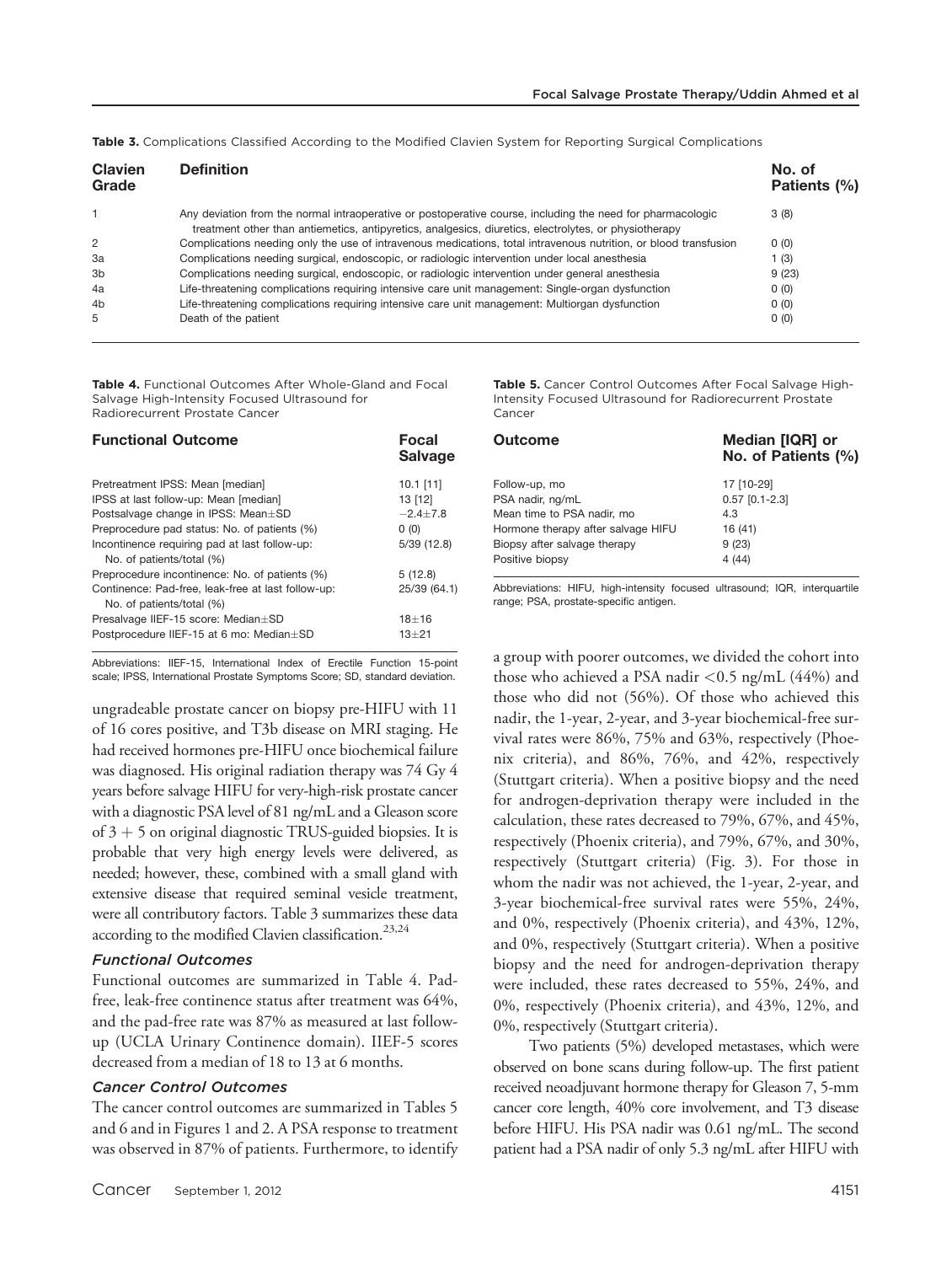**Table 3.** Complications Classified According to the Modified Clavien System for Reporting Surgical Complications

| Clavien Grade | Definition | No. of Patients (%) |
|---|---|---|
| 1 | Any deviation from the normal intraoperative or postoperative course, including the need for pharmacologic treatment other than antiemetics, antipyretics, analgesics, diuretics, electrolytes, or physiotherapy | 3 (8) |
| 2 | Complications needing only the use of intravenous medications, total intravenous nutrition, or blood transfusion | 0 (0) |
| 3a | Complications needing surgical, endoscopic, or radiologic intervention under local anesthesia | 1 (3) |
| 3b | Complications needing surgical, endoscopic, or radiologic intervention under general anesthesia | 9 (23) |
| 4a | Life-threatening complications requiring intensive care unit management: Single-organ dysfunction | 0 (0) |
| 4b | Life-threatening complications requiring intensive care unit management: Multiorgan dysfunction | 0 (0) |
| 5 | Death of the patient | 0 (0) |

**Table 4.** Functional Outcomes After Whole-Gland and Focal Salvage High-Intensity Focused Ultrasound for Radiorecurrent Prostate Cancer

| Functional Outcome | Focal Salvage |
|---|---|
| Pretreatment IPSS: Mean [median] | 10.1 [11] |
| IPSS at last follow-up: Mean [median] | 13 [12] |
| Postsalvage change in IPSS: Mean±SD | −2.4±7.8 |
| Preprocedure pad status: No. of patients (%) | 0 (0) |
| Incontinence requiring pad at last follow-up: No. of patients/total (%) | 5/39 (12.8) |
| Preprocedure incontinence: No. of patients (%) | 5 (12.8) |
| Continence: Pad-free, leak-free at last follow-up: No. of patients/total (%) | 25/39 (64.1) |
| Presalvage IIEF-15 score: Median±SD | 18±16 |
| Postprocedure IIEF-15 at 6 mo: Median±SD | 13±21 |

Abbreviations: IIEF-15, International Index of Erectile Function 15-point scale; IPSS, International Prostate Symptoms Score; SD, standard deviation.

ungradeable prostate cancer on biopsy pre-HIFU with 11 of 16 cores positive, and T3b disease on MRI staging. He had received hormones pre-HIFU once biochemical failure was diagnosed. His original radiation therapy was 74 Gy 4 years before salvage HIFU for very-high-risk prostate cancer with a diagnostic PSA level of 81 ng/mL and a Gleason score of 3 + 5 on original diagnostic TRUS-guided biopsies. It is probable that very high energy levels were delivered, as needed; however, these, combined with a small gland with extensive disease that required seminal vesicle treatment, were all contributory factors. Table 3 summarizes these data according to the modified Clavien classification.[23,24]

### *Functional Outcomes*

Functional outcomes are summarized in Table 4. Pad-free, leak-free continence status after treatment was 64%, and the pad-free rate was 87% as measured at last follow-up (UCLA Urinary Continence domain). IIEF-5 scores decreased from a median of 18 to 13 at 6 months.

### *Cancer Control Outcomes*

The cancer control outcomes are summarized in Tables 5 and 6 and in Figures 1 and 2. A PSA response to treatment was observed in 87% of patients. Furthermore, to identify a group with poorer outcomes, we divided the cohort into those who achieved a PSA nadir <0.5 ng/mL (44%) and those who did not (56%). Of those who achieved this nadir, the 1-year, 2-year, and 3-year biochemical-free survival rates were 86%, 75% and 63%, respectively (Phoenix criteria), and 86%, 76%, and 42%, respectively (Stuttgart criteria). When a positive biopsy and the need for androgen-deprivation therapy were included in the calculation, these rates decreased to 79%, 67%, and 45%, respectively (Phoenix criteria), and 79%, 67%, and 30%, respectively (Stuttgart criteria) (Fig. 3). For those in whom the nadir was not achieved, the 1-year, 2-year, and 3-year biochemical-free survival rates were 55%, 24%, and 0%, respectively (Phoenix criteria), and 43%, 12%, and 0%, respectively (Stuttgart criteria). When a positive biopsy and the need for androgen-deprivation therapy were included, these rates decreased to 55%, 24%, and 0%, respectively (Phoenix criteria), and 43%, 12%, and 0%, respectively (Stuttgart criteria).

**Table 5.** Cancer Control Outcomes After Focal Salvage High-Intensity Focused Ultrasound for Radiorecurrent Prostate Cancer

| Outcome | Median [IQR] or No. of Patients (%) |
|---|---|
| Follow-up, mo | 17 [10-29] |
| PSA nadir, ng/mL | 0.57 [0.1-2.3] |
| Mean time to PSA nadir, mo | 4.3 |
| Hormone therapy after salvage HIFU | 16 (41) |
| Biopsy after salvage therapy | 9 (23) |
| Positive biopsy | 4 (44) |

Abbreviations: HIFU, high-intensity focused ultrasound; IQR, interquartile range; PSA, prostate-specific antigen.

Two patients (5%) developed metastases, which were observed on bone scans during follow-up. The first patient received neoadjuvant hormone therapy for Gleason 7, 5-mm cancer core length, 40% core involvement, and T3 disease before HIFU. His PSA nadir was 0.61 ng/mL. The second patient had a PSA nadir of only 5.3 ng/mL after HIFU with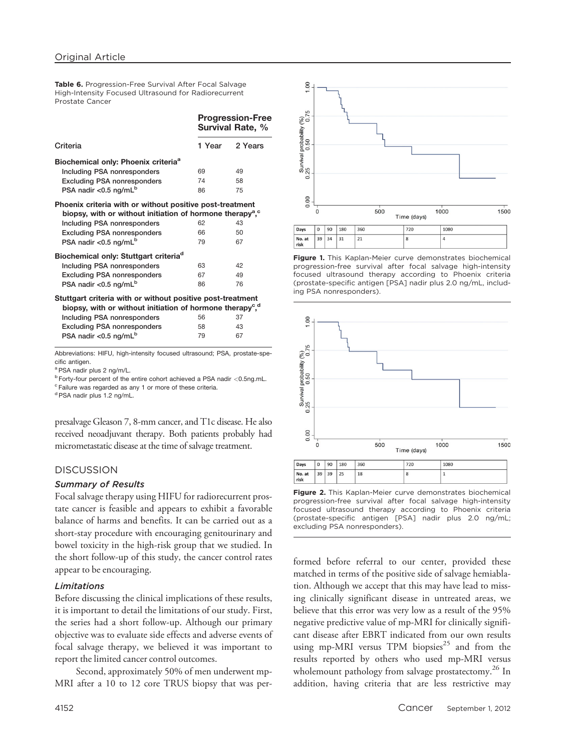**Table 6.** Progression-Free Survival After Focal Salvage High-Intensity Focused Ultrasound for Radiorecurrent Prostate Cancer

| Criteria | Progression-Free Survival Rate, % | |
|---|---|---|
| | 1 Year | 2 Years |
| **Biochemical only: Phoenix criteria[a]** | | |
| Including PSA nonresponders | 69 | 49 |
| Excluding PSA nonresponders | 74 | 58 |
| PSA nadir <0.5 ng/mL[b] | 86 | 75 |
| **Phoenix criteria with or without positive post-treatment biopsy, with or without initiation of hormone therapy[a,c]** | | |
| Including PSA nonresponders | 62 | 43 |
| Excluding PSA nonresponders | 66 | 50 |
| PSA nadir <0.5 ng/mL[b] | 79 | 67 |
| **Biochemical only: Stuttgart criteria[d]** | | |
| Including PSA nonresponders | 63 | 42 |
| Excluding PSA nonresponders | 67 | 49 |
| PSA nadir <0.5 ng/mL[b] | 86 | 76 |
| **Stuttgart criteria with or without positive post-treatment biopsy, with or without initiation of hormone therapy[c,d]** | | |
| Including PSA nonresponders | 56 | 37 |
| Excluding PSA nonresponders | 58 | 43 |
| PSA nadir <0.5 ng/mL[b] | 79 | 67 |

Abbreviations: HIFU, high-intensity focused ultrasound; PSA, prostate-specific antigen.

[a] PSA nadir plus 2 ng/m/L.

[b] Forty-four percent of the entire cohort achieved a PSA nadir <0.5ng.mL.

[c] Failure was regarded as any 1 or more of these criteria.

[d] PSA nadir plus 1.2 ng/mL.

presalvage Gleason 7, 8-mm cancer, and T1c disease. He also received neoadjuvant therapy. Both patients probably had micrometastatic disease at the time of salvage treatment.

| Days | 0 | 90 | 180 | 360 | 720 | 1080 |
|---|---|---|---|---|---|---|
| No. at risk | 39 | 34 | 31 | 21 | 8 | 4 |

**Figure 1.** This Kaplan-Meier curve demonstrates biochemical progression-free survival after focal salvage high-intensity focused ultrasound therapy according to Phoenix criteria (prostate-specific antigen [PSA] nadir plus 2.0 ng/mL, including PSA nonresponders).

| Days | 0 | 90 | 180 | 360 | 720 | 1080 |
|---|---|---|---|---|---|---|
| No. at risk | 39 | 39 | 25 | 18 | 8 | 1 |

**Figure 2.** This Kaplan-Meier curve demonstrates biochemical progression-free survival after focal salvage high-intensity focused ultrasound therapy according to Phoenix criteria (prostate-specific antigen [PSA] nadir plus 2.0 ng/mL; excluding PSA nonresponders).

## DISCUSSION

### Summary of Results

Focal salvage therapy using HIFU for radiorecurrent prostate cancer is feasible and appears to exhibit a favorable balance of harms and benefits. It can be carried out as a short-stay procedure with encouraging genitourinary and bowel toxicity in the high-risk group that we studied. In the short follow-up of this study, the cancer control rates appear to be encouraging.

### Limitations

Before discussing the clinical implications of these results, it is important to detail the limitations of our study. First, the series had a short follow-up. Although our primary objective was to evaluate side effects and adverse events of focal salvage therapy, we believed it was important to report the limited cancer control outcomes.

Second, approximately 50% of men underwent mp-MRI after a 10 to 12 core TRUS biopsy that was performed before referral to our center, provided these matched in terms of the positive side of salvage hemiablation. Although we accept that this may have lead to missing clinically significant disease in untreated areas, we believe that this error was very low as a result of the 95% negative predictive value of mp-MRI for clinically significant disease after EBRT indicated from our own results using mp-MRI versus TPM biopsies[25] and from the results reported by others who used mp-MRI versus wholemount pathology from salvage prostatectomy.[26] In addition, having criteria that are less restrictive may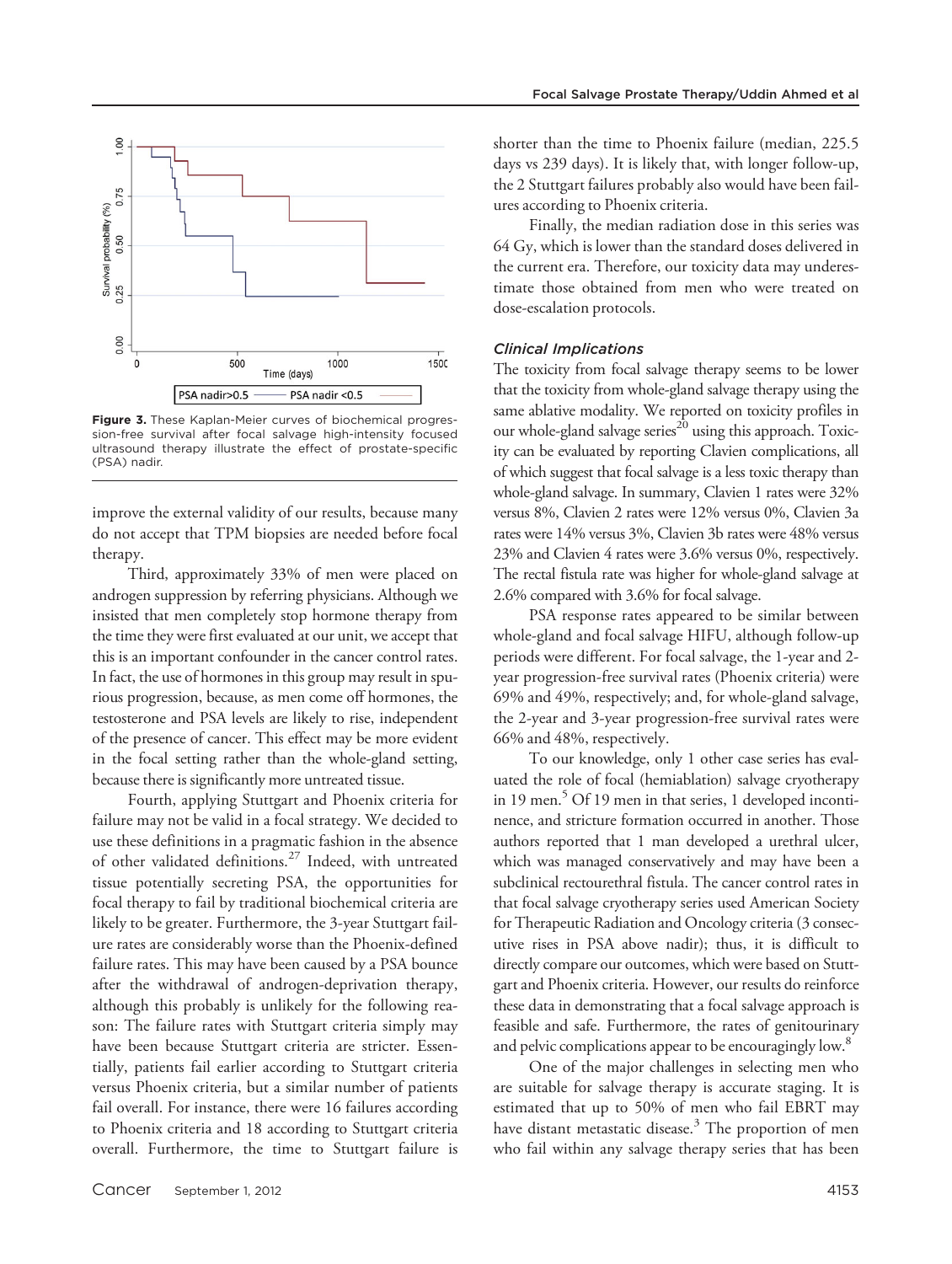Figure 3. These Kaplan-Meier curves of biochemical progression-free survival after focal salvage high-intensity focused ultrasound therapy illustrate the effect of prostate-specific (PSA) nadir.

improve the external validity of our results, because many do not accept that TPM biopsies are needed before focal therapy.

Third, approximately 33% of men were placed on androgen suppression by referring physicians. Although we insisted that men completely stop hormone therapy from the time they were first evaluated at our unit, we accept that this is an important confounder in the cancer control rates. In fact, the use of hormones in this group may result in spurious progression, because, as men come off hormones, the testosterone and PSA levels are likely to rise, independent of the presence of cancer. This effect may be more evident in the focal setting rather than the whole-gland setting, because there is significantly more untreated tissue.

Fourth, applying Stuttgart and Phoenix criteria for failure may not be valid in a focal strategy. We decided to use these definitions in a pragmatic fashion in the absence of other validated definitions.[27] Indeed, with untreated tissue potentially secreting PSA, the opportunities for focal therapy to fail by traditional biochemical criteria are likely to be greater. Furthermore, the 3-year Stuttgart failure rates are considerably worse than the Phoenix-defined failure rates. This may have been caused by a PSA bounce after the withdrawal of androgen-deprivation therapy, although this probably is unlikely for the following reason: The failure rates with Stuttgart criteria simply may have been because Stuttgart criteria are stricter. Essentially, patients fail earlier according to Stuttgart criteria versus Phoenix criteria, but a similar number of patients fail overall. For instance, there were 16 failures according to Phoenix criteria and 18 according to Stuttgart criteria overall. Furthermore, the time to Stuttgart failure is shorter than the time to Phoenix failure (median, 225.5 days vs 239 days). It is likely that, with longer follow-up, the 2 Stuttgart failures probably also would have been failures according to Phoenix criteria.

Finally, the median radiation dose in this series was 64 Gy, which is lower than the standard doses delivered in the current era. Therefore, our toxicity data may underestimate those obtained from men who were treated on dose-escalation protocols.

### Clinical Implications

The toxicity from focal salvage therapy seems to be lower that the toxicity from whole-gland salvage therapy using the same ablative modality. We reported on toxicity profiles in our whole-gland salvage series[20] using this approach. Toxicity can be evaluated by reporting Clavien complications, all of which suggest that focal salvage is a less toxic therapy than whole-gland salvage. In summary, Clavien 1 rates were 32% versus 8%, Clavien 2 rates were 12% versus 0%, Clavien 3a rates were 14% versus 3%, Clavien 3b rates were 48% versus 23% and Clavien 4 rates were 3.6% versus 0%, respectively. The rectal fistula rate was higher for whole-gland salvage at 2.6% compared with 3.6% for focal salvage.

PSA response rates appeared to be similar between whole-gland and focal salvage HIFU, although follow-up periods were different. For focal salvage, the 1-year and 2-year progression-free survival rates (Phoenix criteria) were 69% and 49%, respectively; and, for whole-gland salvage, the 2-year and 3-year progression-free survival rates were 66% and 48%, respectively.

To our knowledge, only 1 other case series has evaluated the role of focal (hemiablation) salvage cryotherapy in 19 men.[5] Of 19 men in that series, 1 developed incontinence, and stricture formation occurred in another. Those authors reported that 1 man developed a urethral ulcer, which was managed conservatively and may have been a subclinical rectourethral fistula. The cancer control rates in that focal salvage cryotherapy series used American Society for Therapeutic Radiation and Oncology criteria (3 consecutive rises in PSA above nadir); thus, it is difficult to directly compare our outcomes, which were based on Stuttgart and Phoenix criteria. However, our results do reinforce these data in demonstrating that a focal salvage approach is feasible and safe. Furthermore, the rates of genitourinary and pelvic complications appear to be encouragingly low.[8]

One of the major challenges in selecting men who are suitable for salvage therapy is accurate staging. It is estimated that up to 50% of men who fail EBRT may have distant metastatic disease.[3] The proportion of men who fail within any salvage therapy series that has been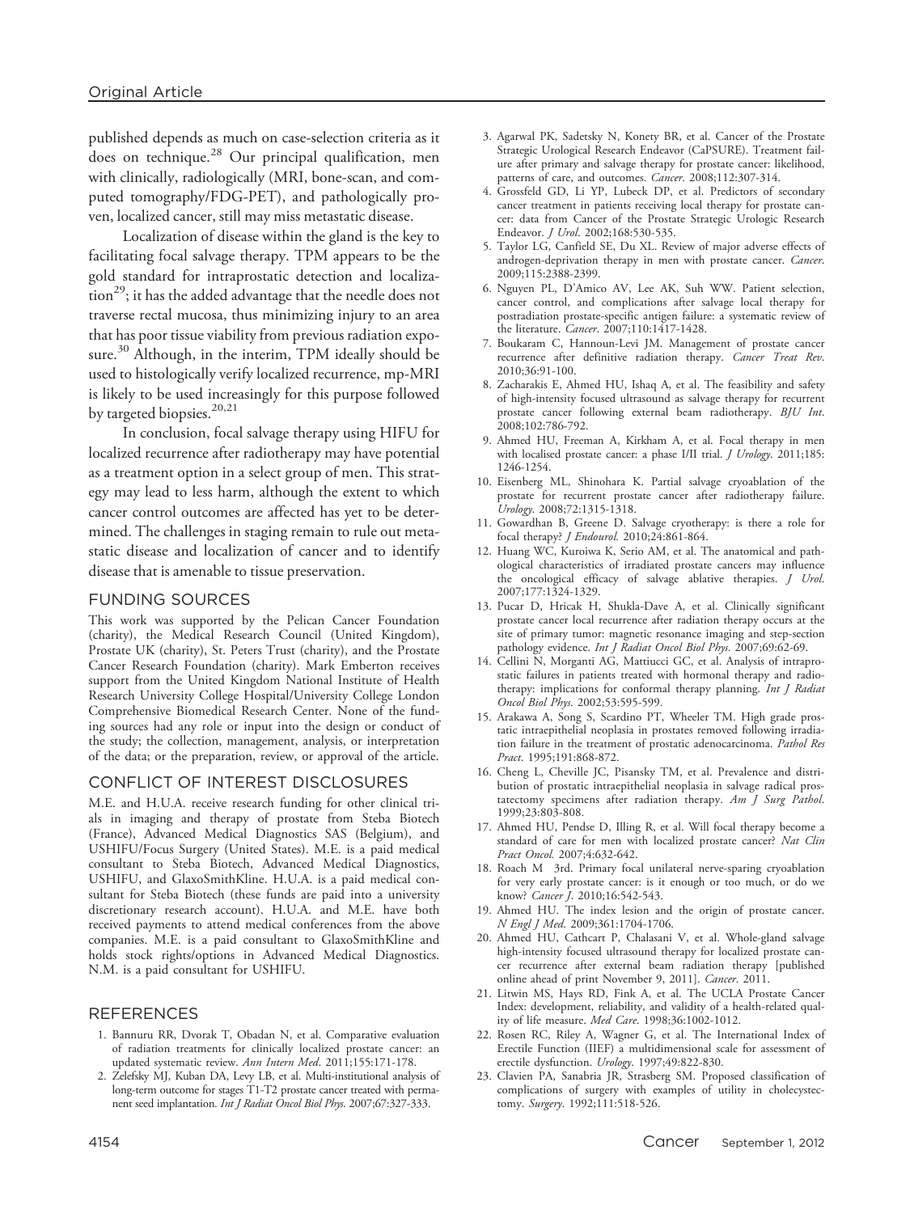published depends as much on case-selection criteria as it does on technique.[28] Our principal qualification, men with clinically, radiologically (MRI, bone-scan, and computed tomography/FDG-PET), and pathologically proven, localized cancer, still may miss metastatic disease.

Localization of disease within the gland is the key to facilitating focal salvage therapy. TPM appears to be the gold standard for intraprostatic detection and localization[29]; it has the added advantage that the needle does not traverse rectal mucosa, thus minimizing injury to an area that has poor tissue viability from previous radiation exposure.[30] Although, in the interim, TPM ideally should be used to histologically verify localized recurrence, mp-MRI is likely to be used increasingly for this purpose followed by targeted biopsies.[20,21]

In conclusion, focal salvage therapy using HIFU for localized recurrence after radiotherapy may have potential as a treatment option in a select group of men. This strategy may lead to less harm, although the extent to which cancer control outcomes are affected has yet to be determined. The challenges in staging remain to rule out metastatic disease and localization of cancer and to identify disease that is amenable to tissue preservation.

## FUNDING SOURCES

This work was supported by the Pelican Cancer Foundation (charity), the Medical Research Council (United Kingdom), Prostate UK (charity), St. Peters Trust (charity), and the Prostate Cancer Research Foundation (charity). Mark Emberton receives support from the United Kingdom National Institute of Health Research University College Hospital/University College London Comprehensive Biomedical Research Center. None of the funding sources had any role or input into the design or conduct of the study; the collection, management, analysis, or interpretation of the data; or the preparation, review, or approval of the article.

## CONFLICT OF INTEREST DISCLOSURES

M.E. and H.U.A. receive research funding for other clinical trials in imaging and therapy of prostate from Steba Biotech (France), Advanced Medical Diagnostics SAS (Belgium), and USHIFU/Focus Surgery (United States). M.E. is a paid medical consultant to Steba Biotech, Advanced Medical Diagnostics, USHIFU, and GlaxoSmithKline. H.U.A. is a paid medical consultant for Steba Biotech (these funds are paid into a university discretionary research account). H.U.A. and M.E. have both received payments to attend medical conferences from the above companies. M.E. is a paid consultant to GlaxoSmithKline and holds stock rights/options in Advanced Medical Diagnostics. N.M. is a paid consultant for USHIFU.

## REFERENCES

1. Bannuru RR, Dvorak T, Obadan N, et al. Comparative evaluation of radiation treatments for clinically localized prostate cancer: an updated systematic review. *Ann Intern Med.* 2011;155:171-178.
2. Zelefsky MJ, Kuban DA, Levy LB, et al. Multi-institutional analysis of long-term outcome for stages T1-T2 prostate cancer treated with permanent seed implantation. *Int J Radiat Oncol Biol Phys.* 2007;67:327-333.
3. Agarwal PK, Sadetsky N, Konety BR, et al. Cancer of the Prostate Strategic Urological Research Endeavor (CaPSURE). Treatment failure after primary and salvage therapy for prostate cancer: likelihood, patterns of care, and outcomes. *Cancer.* 2008;112:307-314.
4. Grossfeld GD, Li YP, Lubeck DP, et al. Predictors of secondary cancer treatment in patients receiving local therapy for prostate cancer: data from Cancer of the Prostate Strategic Urologic Research Endeavor. *J Urol.* 2002;168:530-535.
5. Taylor LG, Canfield SE, Du XL. Review of major adverse effects of androgen-deprivation therapy in men with prostate cancer. *Cancer.* 2009;115:2388-2399.
6. Nguyen PL, D'Amico AV, Lee AK, Suh WW. Patient selection, cancer control, and complications after salvage local therapy for postradiation prostate-specific antigen failure: a systematic review of the literature. *Cancer.* 2007;110:1417-1428.
7. Boukaram C, Hannoun-Levi JM. Management of prostate cancer recurrence after definitive radiation therapy. *Cancer Treat Rev.* 2010;36:91-100.
8. Zacharakis E, Ahmed HU, Ishaq A, et al. The feasibility and safety of high-intensity focused ultrasound as salvage therapy for recurrent prostate cancer following external beam radiotherapy. *BJU Int.* 2008;102:786-792.
9. Ahmed HU, Freeman A, Kirkham A, et al. Focal therapy in men with localised prostate cancer: a phase I/II trial. *J Urology.* 2011;185:1246-1254.
10. Eisenberg ML, Shinohara K. Partial salvage cryoablation of the prostate for recurrent prostate cancer after radiotherapy failure. *Urology.* 2008;72:1315-1318.
11. Gowardhan B, Greene D. Salvage cryotherapy: is there a role for focal therapy? *J Endourol.* 2010;24:861-864.
12. Huang WC, Kuroiwa K, Serio AM, et al. The anatomical and pathological characteristics of irradiated prostate cancers may influence the oncological efficacy of salvage ablative therapies. *J Urol.* 2007;177:1324-1329.
13. Pucar D, Hricak H, Shukla-Dave A, et al. Clinically significant prostate cancer local recurrence after radiation therapy occurs at the site of primary tumor: magnetic resonance imaging and step-section pathology evidence. *Int J Radiat Oncol Biol Phys.* 2007;69:62-69.
14. Cellini N, Morganti AG, Mattiucci GC, et al. Analysis of intraprostatic failures in patients treated with hormonal therapy and radiotherapy: implications for conformal therapy planning. *Int J Radiat Oncol Biol Phys.* 2002;53:595-599.
15. Arakawa A, Song S, Scardino PT, Wheeler TM. High grade prostatic intraepithelial neoplasia in prostates removed following irradiation failure in the treatment of prostatic adenocarcinoma. *Pathol Res Pract.* 1995;191:868-872.
16. Cheng L, Cheville JC, Pisansky TM, et al. Prevalence and distribution of prostatic intraepithelial neoplasia in salvage radical prostatectomy specimens after radiation therapy. *Am J Surg Pathol.* 1999;23:803-808.
17. Ahmed HU, Pendse D, Illing R, et al. Will focal therapy become a standard of care for men with localized prostate cancer? *Nat Clin Pract Oncol.* 2007;4:632-642.
18. Roach M 3rd. Primary focal unilateral nerve-sparing cryoablation for very early prostate cancer: is it enough or too much, or do we know? *Cancer J.* 2010;16:542-543.
19. Ahmed HU. The index lesion and the origin of prostate cancer. *N Engl J Med.* 2009;361:1704-1706.
20. Ahmed HU, Cathcart P, Chalasani V, et al. Whole-gland salvage high-intensity focused ultrasound therapy for localized prostate cancer recurrence after external beam radiation therapy [published online ahead of print November 9, 2011]. *Cancer.* 2011.
21. Litwin MS, Hays RD, Fink A, et al. The UCLA Prostate Cancer Index: development, reliability, and validity of a health-related quality of life measure. *Med Care.* 1998;36:1002-1012.
22. Rosen RC, Riley A, Wagner G, et al. The International Index of Erectile Function (IIEF) a multidimensional scale for assessment of erectile dysfunction. *Urology.* 1997;49:822-830.
23. Clavien PA, Sanabria JR, Strasberg SM. Proposed classification of complications of surgery with examples of utility in cholecystectomy. *Surgery.* 1992;111:518-526.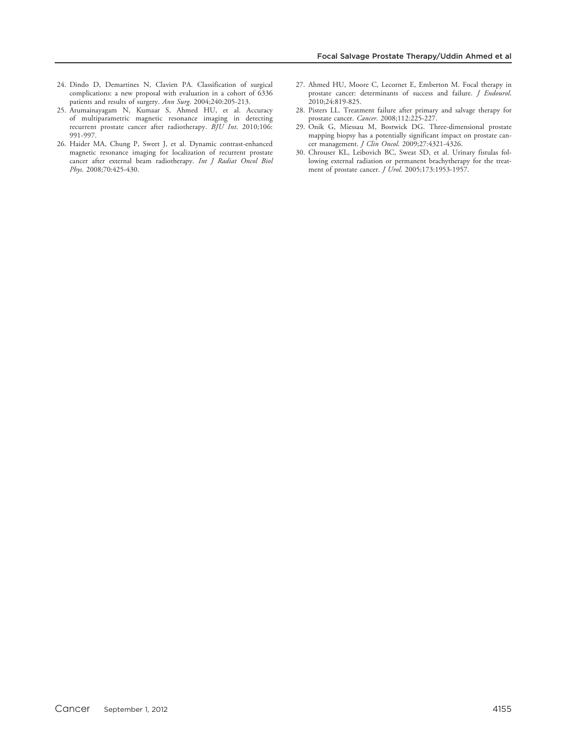24. Dindo D, Demartines N, Clavien PA. Classification of surgical complications: a new proposal with evaluation in a cohort of 6336 patients and results of surgery. *Ann Surg*. 2004;240:205-213.
25. Arumainayagam N, Kumaar S, Ahmed HU, et al. Accuracy of multiparametric magnetic resonance imaging in detecting recurrent prostate cancer after radiotherapy. *BJU Int*. 2010;106: 991-997.
26. Haider MA, Chung P, Sweet J, et al. Dynamic contrast-enhanced magnetic resonance imaging for localization of recurrent prostate cancer after external beam radiotherapy. *Int J Radiat Oncol Biol Phys*. 2008;70:425-430.
27. Ahmed HU, Moore C, Lecornet E, Emberton M. Focal therapy in prostate cancer: determinants of success and failure. *J Endourol*. 2010;24:819-825.
28. Pisters LL. Treatment failure after primary and salvage therapy for prostate cancer. *Cancer*. 2008;112:225-227.
29. Onik G, Miessau M, Bostwick DG. Three-dimensional prostate mapping biopsy has a potentially significant impact on prostate cancer management. *J Clin Oncol*. 2009;27:4321-4326.
30. Chrouser KL, Leibovich BC, Sweat SD, et al. Urinary fistulas following external radiation or permanent brachytherapy for the treatment of prostate cancer. *J Urol*. 2005;173:1953-1957.